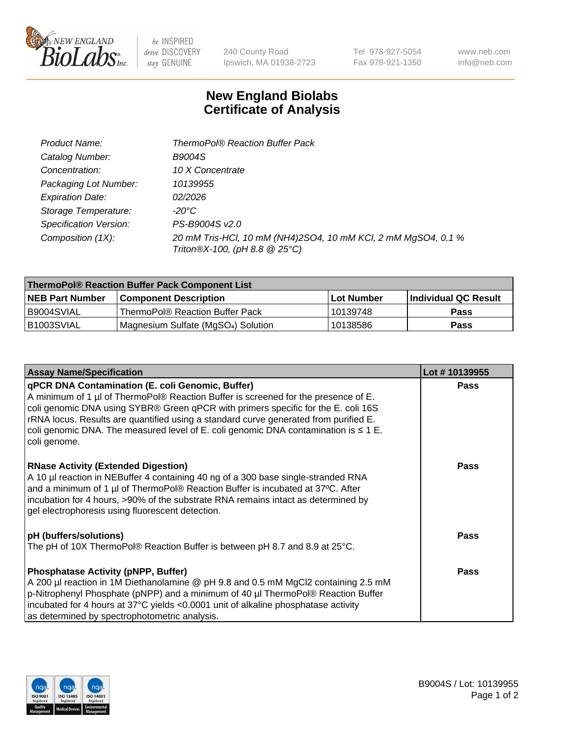240 County Road
Ipswich, MA 01938-2723

Tel 978-927-5054
Fax 978-921-1350

www.neb.com
info@neb.com

# New England Biolabs
# Certificate of Analysis

| | |
|---|---|
| *Product Name:* | *ThermoPol® Reaction Buffer Pack* |
| *Catalog Number:* | *B9004S* |
| *Concentration:* | *10 X Concentrate* |
| *Packaging Lot Number:* | *10139955* |
| *Expiration Date:* | *02/2026* |
| *Storage Temperature:* | *-20°C* |
| *Specification Version:* | *PS-B9004S v2.0* |
| *Composition (1X):* | *20 mM Tris-HCl, 10 mM $(NH_4)_2SO_4$, 10 mM KCl, 2 mM $MgSO_4$, 0.1 % Triton®X-100, (pH 8.8 @ 25°C)* |

| ThermoPol® Reaction Buffer Pack Component List | | | |
|---|---|---|---|
| **NEB Part Number** | **Component Description** | **Lot Number** | **Individual QC Result** |
| B9004SVIAL | ThermoPol® Reaction Buffer Pack | 10139748 | **Pass** |
| B1003SVIAL | Magnesium Sulfate ($MgSO_4$) Solution | 10138586 | **Pass** |

| Assay Name/Specification | Lot # 10139955 |
|---|---|
| **qPCR DNA Contamination (E. coli Genomic, Buffer)** A minimum of 1 µl of ThermoPol® Reaction Buffer is screened for the presence of E. coli genomic DNA using SYBR® Green qPCR with primers specific for the E. coli 16S rRNA locus. Results are quantified using a standard curve generated from purified E. coli genomic DNA. The measured level of E. coli genomic DNA contamination is ≤ 1 E. coli genome. | **Pass** |
| **RNase Activity (Extended Digestion)** A 10 µl reaction in NEBuffer 4 containing 40 ng of a 300 base single-stranded RNA and a minimum of 1 µl of ThermoPol® Reaction Buffer is incubated at 37ºC. After incubation for 4 hours, >90% of the substrate RNA remains intact as determined by gel electrophoresis using fluorescent detection. | **Pass** |
| **pH (buffers/solutions)** The pH of 10X ThermoPol® Reaction Buffer is between pH 8.7 and 8.9 at 25°C. | **Pass** |
| **Phosphatase Activity (pNPP, Buffer)** A 200 µl reaction in 1M Diethanolamine @ pH 9.8 and 0.5 mM $MgCl_2$ containing 2.5 mM p-Nitrophenyl Phosphate (pNPP) and a minimum of 40 µl ThermoPol® Reaction Buffer incubated for 4 hours at 37°C yields <0.0001 unit of alkaline phosphatase activity as determined by spectrophotometric analysis. | **Pass** |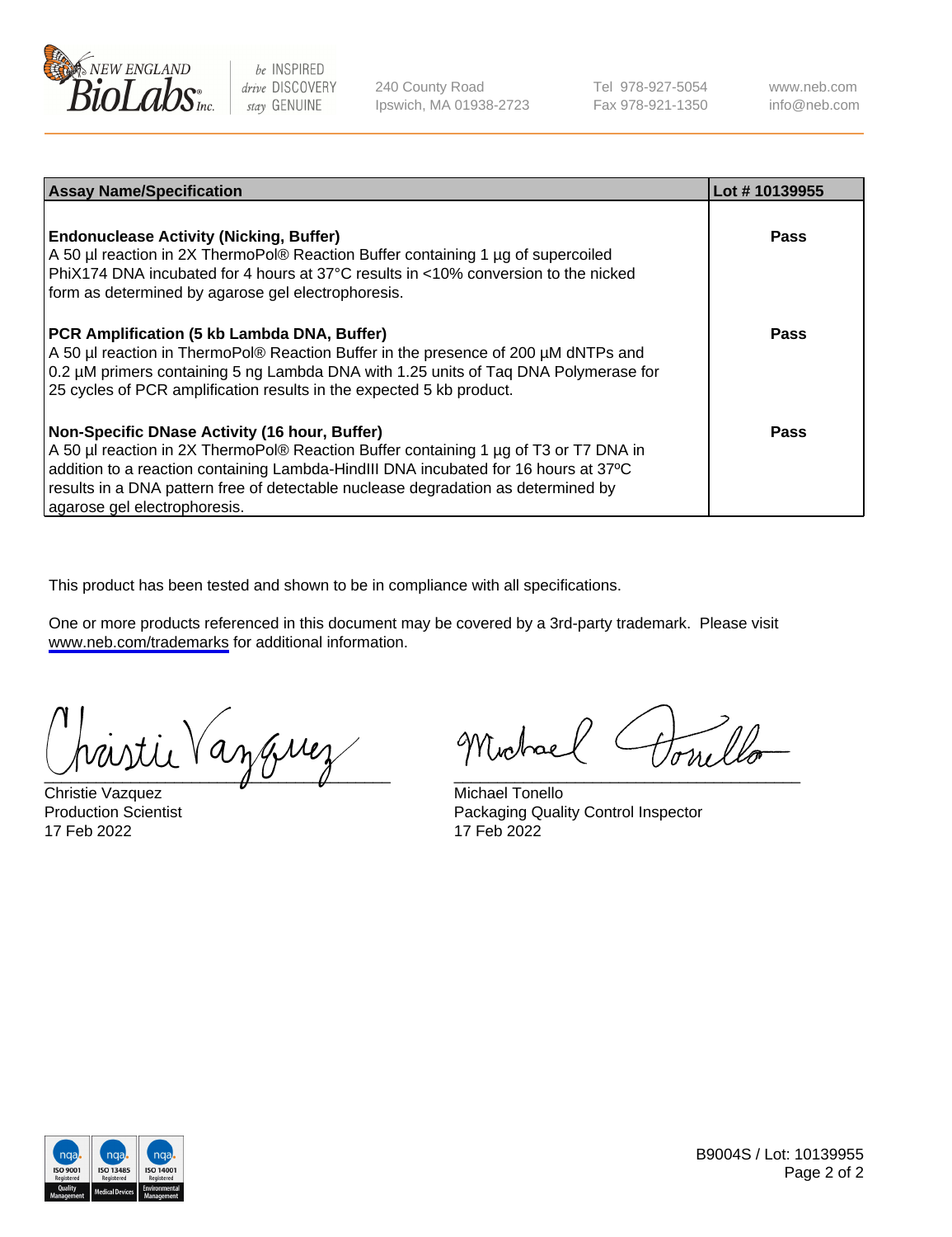New England BioLabs Inc. — be INSPIRED drive DISCOVERY stay GENUINE

240 County Road
Ipswich, MA 01938-2723

Tel 978-927-5054
Fax 978-921-1350

www.neb.com
info@neb.com

| Assay Name/Specification | Lot # 10139955 |
| --- | --- |
| **Endonuclease Activity (Nicking, Buffer)**<br>A 50 µl reaction in 2X ThermoPol® Reaction Buffer containing 1 µg of supercoiled PhiX174 DNA incubated for 4 hours at 37°C results in <10% conversion to the nicked form as determined by agarose gel electrophoresis. | **Pass** |
| **PCR Amplification (5 kb Lambda DNA, Buffer)**<br>A 50 µl reaction in ThermoPol® Reaction Buffer in the presence of 200 µM dNTPs and 0.2 µM primers containing 5 ng Lambda DNA with 1.25 units of Taq DNA Polymerase for 25 cycles of PCR amplification results in the expected 5 kb product. | **Pass** |
| **Non-Specific DNase Activity (16 hour, Buffer)**<br>A 50 µl reaction in 2X ThermoPol® Reaction Buffer containing 1 µg of T3 or T7 DNA in addition to a reaction containing Lambda-HindIII DNA incubated for 16 hours at 37ºC results in a DNA pattern free of detectable nuclease degradation as determined by agarose gel electrophoresis. | **Pass** |

This product has been tested and shown to be in compliance with all specifications.

One or more products referenced in this document may be covered by a 3rd-party trademark. Please visit www.neb.com/trademarks for additional information.

Christie Vazquez
Production Scientist
17 Feb 2022

Michael Tonello
Packaging Quality Control Inspector
17 Feb 2022

B9004S / Lot: 10139955